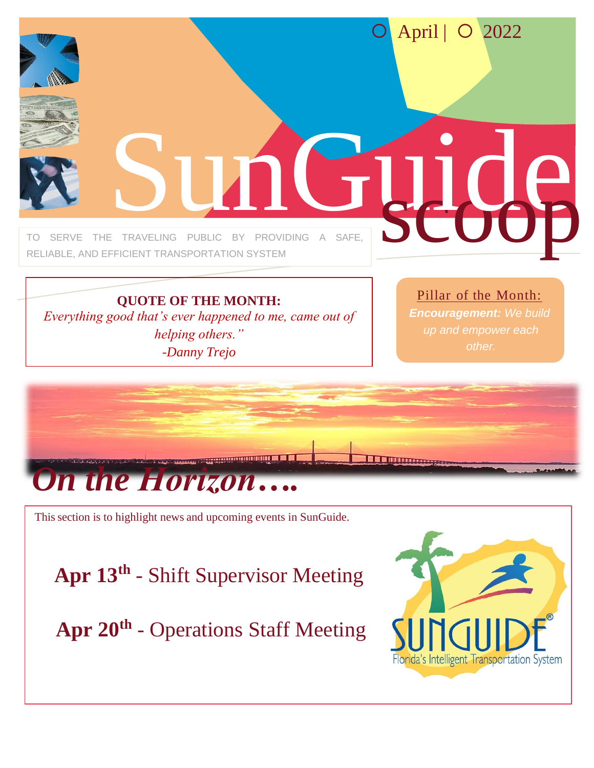April | 2022

# SunGuide scoop

TO SERVE THE TRAVELING PUBLIC BY PROVIDING A SAFE, RELIABLE, AND EFFICIENT TRANSPORTATION SYSTEM

**QUOTE OF THE MONTH:**

*Everything good that's ever happened to me, came out of helping others."*

*-Danny Trejo*

Pillar of the Month:

***Encouragement:*** *We build up and empower each other.*

## *On the Horizon….*

This section is to highlight news and upcoming events in SunGuide.

**Apr 13th** - Shift Supervisor Meeting

**Apr 20th** - Operations Staff Meeting

SUNGUIDE®

Florida's Intelligent Transportation System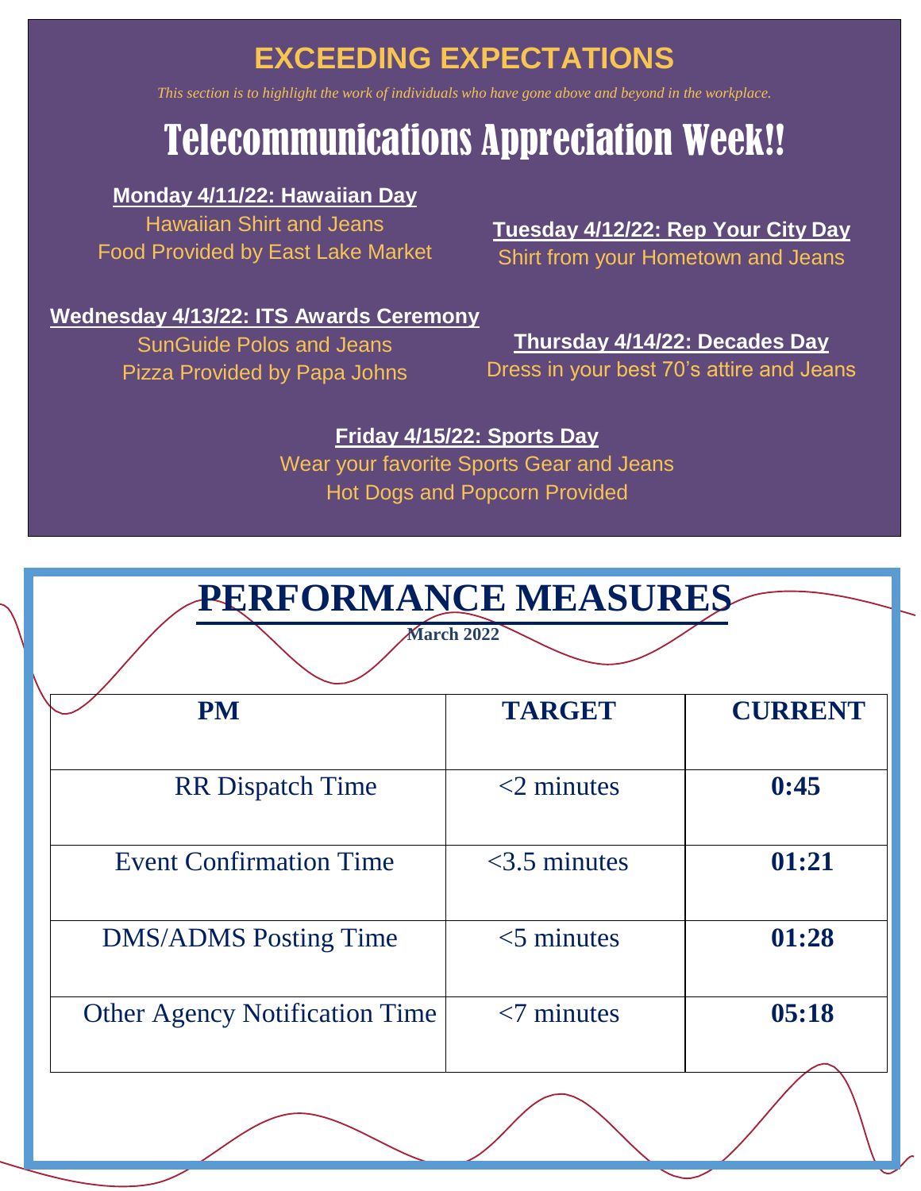## EXCEEDING EXPECTATIONS

*This section is to highlight the work of individuals who have gone above and beyond in the workplace.*

# Telecommunications Appreciation Week!!

**Monday 4/11/22: Hawaiian Day**
Hawaiian Shirt and Jeans
Food Provided by East Lake Market

**Tuesday 4/12/22: Rep Your City Day**
Shirt from your Hometown and Jeans

**Wednesday 4/13/22: ITS Awards Ceremony**
SunGuide Polos and Jeans
Pizza Provided by Papa Johns

**Thursday 4/14/22: Decades Day**
Dress in your best 70's attire and Jeans

**Friday 4/15/22: Sports Day**
Wear your favorite Sports Gear and Jeans
Hot Dogs and Popcorn Provided

# PERFORMANCE MEASURES

**March 2022**

| PM | TARGET | CURRENT |
|---|---|---|
| RR Dispatch Time | <2 minutes | **0:45** |
| Event Confirmation Time | <3.5 minutes | **01:21** |
| DMS/ADMS Posting Time | <5 minutes | **01:28** |
| Other Agency Notification Time | <7 minutes | **05:18** |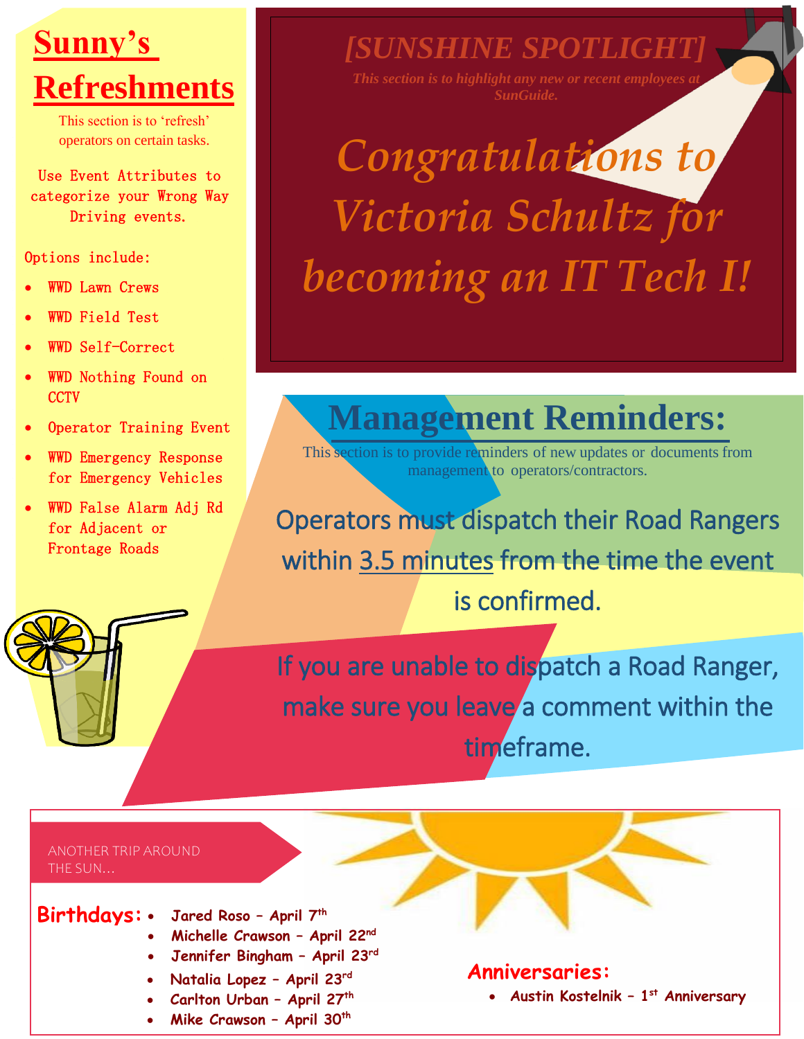# Sunny's Refreshments

This section is to 'refresh' operators on certain tasks.

Use Event Attributes to categorize your Wrong Way Driving events.

Options include:

- WWD Lawn Crews
- WWD Field Test
- WWD Self-Correct
- WWD Nothing Found on CCTV
- Operator Training Event
- WWD Emergency Response for Emergency Vehicles
- WWD False Alarm Adj Rd for Adjacent or Frontage Roads

# [SUNSHINE SPOTLIGHT]

*This section is to highlight any new or recent employees at SunGuide.*

*Congratulations to Victoria Schultz for becoming an IT Tech I!*

# Management Reminders:

This section is to provide reminders of new updates or documents from management to operators/contractors.

Operators must dispatch their Road Rangers within 3.5 minutes from the time the event is confirmed.

If you are unable to dispatch a Road Ranger, make sure you leave a comment within the timeframe.

## ANOTHER TRIP AROUND THE SUN...

**Birthdays:**

- **Jared Roso – April 7th**
- **Michelle Crawson – April 22nd**
- **Jennifer Bingham – April 23rd**
- **Natalia Lopez – April 23rd**
- **Carlton Urban – April 27th**
- **Mike Crawson – April 30th**

**Anniversaries:**

- **Austin Kostelnik – 1st Anniversary**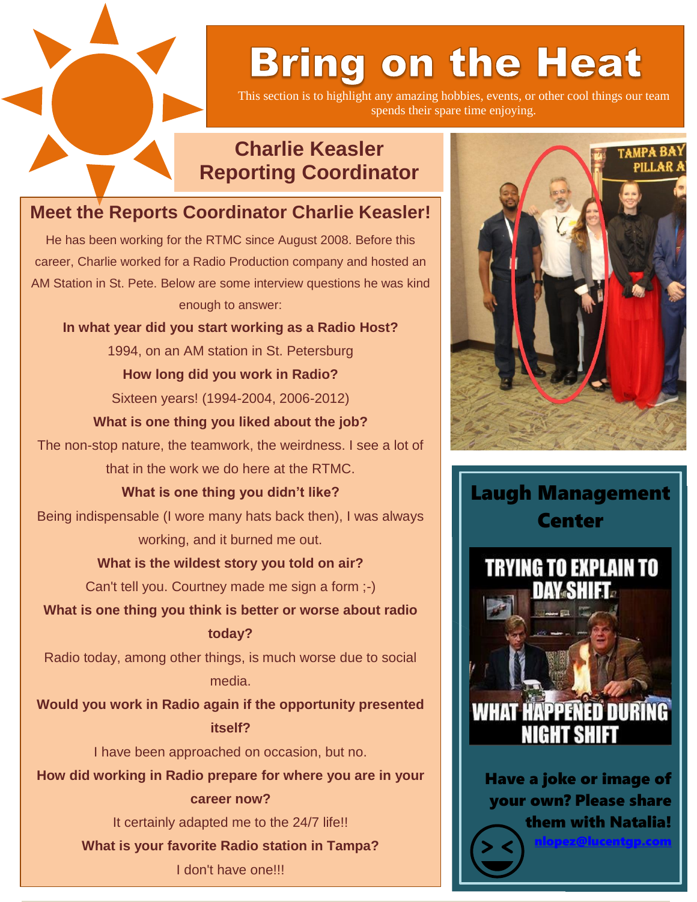# Bring on the Heat

This section is to highlight any amazing hobbies, events, or other cool things our team spends their spare time enjoying.

## Charlie Keasler
## Reporting Coordinator

### Meet the Reports Coordinator Charlie Keasler!

He has been working for the RTMC since August 2008. Before this career, Charlie worked for a Radio Production company and hosted an AM Station in St. Pete. Below are some interview questions he was kind enough to answer:

**In what year did you start working as a Radio Host?**

1994, on an AM station in St. Petersburg

**How long did you work in Radio?**

Sixteen years! (1994-2004, 2006-2012)

**What is one thing you liked about the job?**

The non-stop nature, the teamwork, the weirdness. I see a lot of that in the work we do here at the RTMC.

**What is one thing you didn't like?**

Being indispensable (I wore many hats back then), I was always working, and it burned me out.

**What is the wildest story you told on air?**

Can't tell you. Courtney made me sign a form ;-)

**What is one thing you think is better or worse about radio today?**

Radio today, among other things, is much worse due to social media.

**Would you work in Radio again if the opportunity presented itself?**

I have been approached on occasion, but no.

**How did working in Radio prepare for where you are in your career now?**

It certainly adapted me to the 24/7 life!!

**What is your favorite Radio station in Tampa?**

I don't have one!!!

### Laugh Management Center

TRYING TO EXPLAIN TO DAY SHIFT

WHAT HAPPENED DURING NIGHT SHIFT

**Have a joke or image of your own? Please share them with Natalia!**

nlopez@lucentgp.com